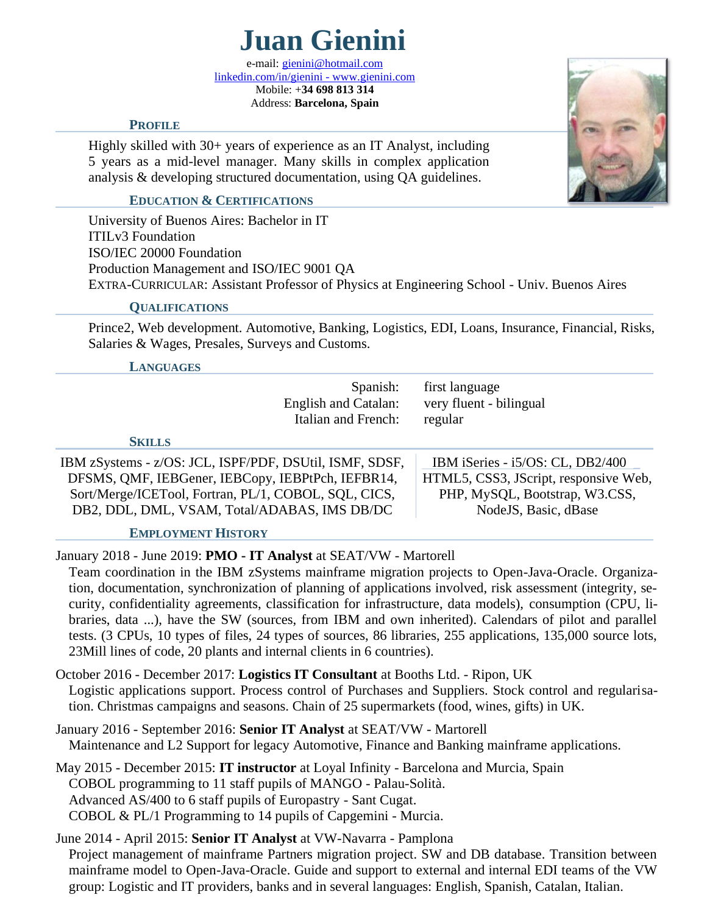# Juan Gienini

e-mail: gienini@hotmail.com
linkedin.com/in/gienini - www.gienini.com
Mobile: **+34 698 813 314**
Address: **Barcelona, Spain**

## Profile

Highly skilled with 30+ years of experience as an IT Analyst, including 5 years as a mid-level manager. Many skills in complex application analysis & developing structured documentation, using QA guidelines.

## Education & Certifications

University of Buenos Aires: Bachelor in IT
ITILv3 Foundation
ISO/IEC 20000 Foundation
Production Management and ISO/IEC 9001 QA
EXTRA-CURRICULAR: Assistant Professor of Physics at Engineering School - Univ. Buenos Aires

## Qualifications

Prince2, Web development. Automotive, Banking, Logistics, EDI, Loans, Insurance, Financial, Risks, Salaries & Wages, Presales, Surveys and Customs.

## Languages

| | |
|---|---|
| Spanish: | first language |
| English and Catalan: | very fluent - bilingual |
| Italian and French: | regular |

## Skills

IBM zSystems - z/OS: JCL, ISPF/PDF, DSUtil, ISMF, SDSF, DFSMS, QMF, IEBGener, IEBCopy, IEBPtPch, IEFBR14, Sort/Merge/ICETool, Fortran, PL/1, COBOL, SQL, CICS, DB2, DDL, DML, VSAM, Total/ADABAS, IMS DB/DC

IBM iSeries - i5/OS: CL, DB2/400
HTML5, CSS3, JScript, responsive Web, PHP, MySQL, Bootstrap, W3.CSS, NodeJS, Basic, dBase

## Employment History

January 2018 - June 2019: **PMO - IT Analyst** at SEAT/VW - Martorell
Team coordination in the IBM zSystems mainframe migration projects to Open-Java-Oracle. Organization, documentation, synchronization of planning of applications involved, risk assessment (integrity, security, confidentiality agreements, classification for infrastructure, data models), consumption (CPU, libraries, data ...), have the SW (sources, from IBM and own inherited). Calendars of pilot and parallel tests. (3 CPUs, 10 types of files, 24 types of sources, 86 libraries, 255 applications, 135,000 source lots, 23Mill lines of code, 20 plants and internal clients in 6 countries).

October 2016 - December 2017: **Logistics IT Consultant** at Booths Ltd. - Ripon, UK
Logistic applications support. Process control of Purchases and Suppliers. Stock control and regularisation. Christmas campaigns and seasons. Chain of 25 supermarkets (food, wines, gifts) in UK.

January 2016 - September 2016: **Senior IT Analyst** at SEAT/VW - Martorell
Maintenance and L2 Support for legacy Automotive, Finance and Banking mainframe applications.

May 2015 - December 2015: **IT instructor** at Loyal Infinity - Barcelona and Murcia, Spain
COBOL programming to 11 staff pupils of MANGO - Palau-Solità.
Advanced AS/400 to 6 staff pupils of Europastry - Sant Cugat.
COBOL & PL/1 Programming to 14 pupils of Capgemini - Murcia.

June 2014 - April 2015: **Senior IT Analyst** at VW-Navarra - Pamplona
Project management of mainframe Partners migration project. SW and DB database. Transition between mainframe model to Open-Java-Oracle. Guide and support to external and internal EDI teams of the VW group: Logistic and IT providers, banks and in several languages: English, Spanish, Catalan, Italian.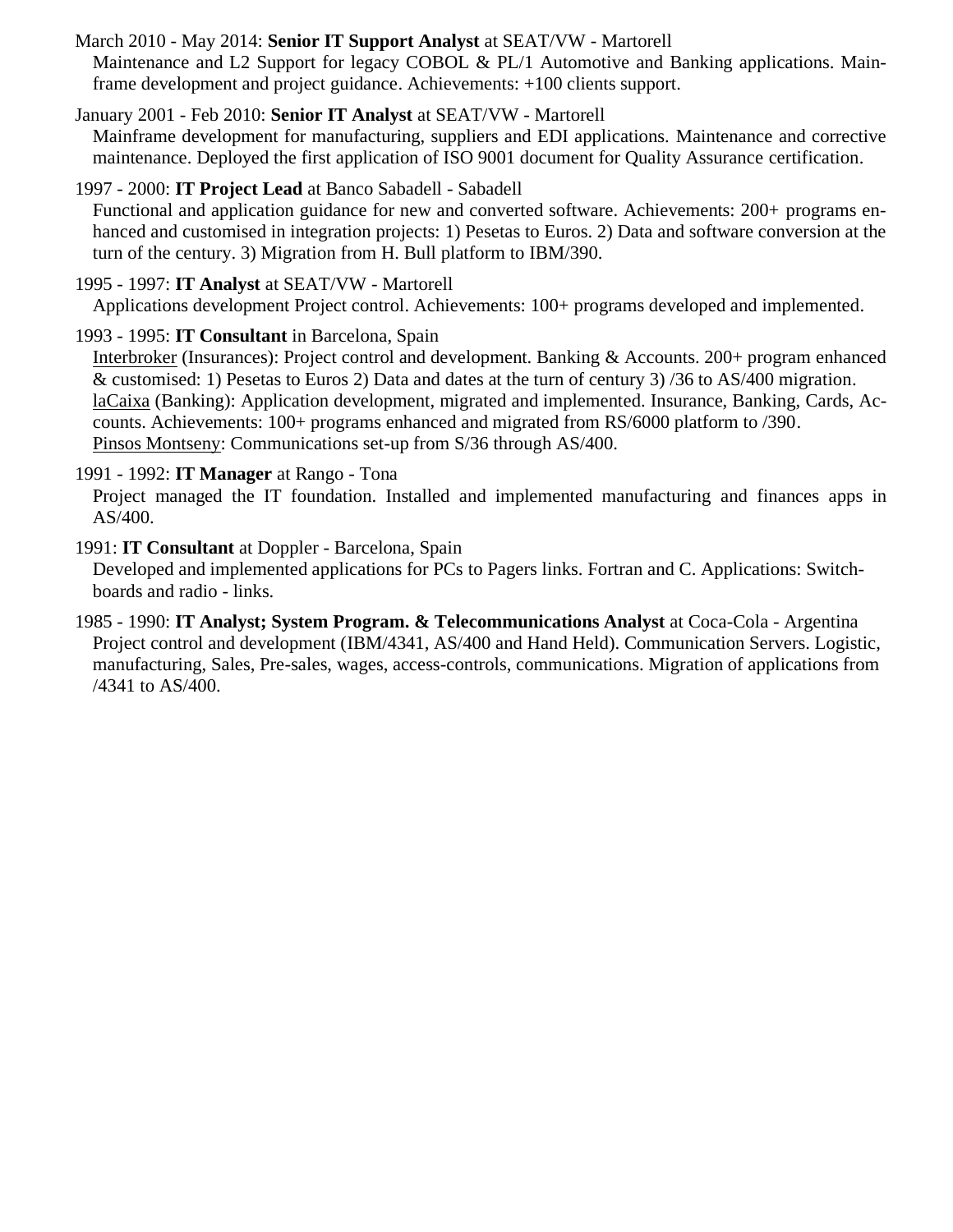March 2010 - May 2014: **Senior IT Support Analyst** at SEAT/VW - Martorell
Maintenance and L2 Support for legacy COBOL & PL/1 Automotive and Banking applications. Mainframe development and project guidance. Achievements: +100 clients support.

January 2001 - Feb 2010: **Senior IT Analyst** at SEAT/VW - Martorell
Mainframe development for manufacturing, suppliers and EDI applications. Maintenance and corrective maintenance. Deployed the first application of ISO 9001 document for Quality Assurance certification.

1997 - 2000: **IT Project Lead** at Banco Sabadell - Sabadell
Functional and application guidance for new and converted software. Achievements: 200+ programs enhanced and customised in integration projects: 1) Pesetas to Euros. 2) Data and software conversion at the turn of the century. 3) Migration from H. Bull platform to IBM/390.

1995 - 1997: **IT Analyst** at SEAT/VW - Martorell
Applications development Project control. Achievements: 100+ programs developed and implemented.

1993 - 1995: **IT Consultant** in Barcelona, Spain
Interbroker (Insurances): Project control and development. Banking & Accounts. 200+ program enhanced & customised: 1) Pesetas to Euros 2) Data and dates at the turn of century 3) /36 to AS/400 migration.
laCaixa (Banking): Application development, migrated and implemented. Insurance, Banking, Cards, Accounts. Achievements: 100+ programs enhanced and migrated from RS/6000 platform to /390.
Pinsos Montseny: Communications set-up from S/36 through AS/400.

1991 - 1992: **IT Manager** at Rango - Tona
Project managed the IT foundation. Installed and implemented manufacturing and finances apps in AS/400.

1991: **IT Consultant** at Doppler - Barcelona, Spain
Developed and implemented applications for PCs to Pagers links. Fortran and C. Applications: Switchboards and radio - links.

1985 - 1990: **IT Analyst; System Program. & Telecommunications Analyst** at Coca-Cola - Argentina
Project control and development (IBM/4341, AS/400 and Hand Held). Communication Servers. Logistic, manufacturing, Sales, Pre-sales, wages, access-controls, communications. Migration of applications from /4341 to AS/400.